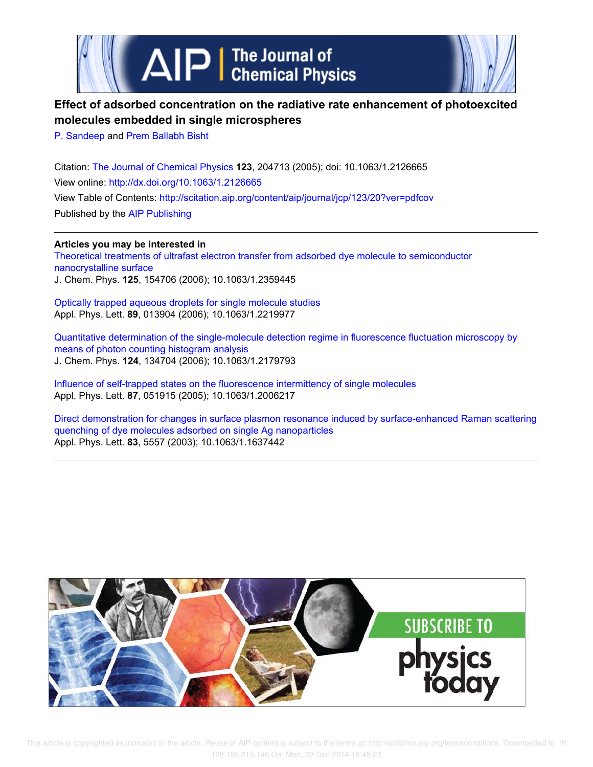# Effect of adsorbed concentration on the radiative rate enhancement of photoexcited molecules embedded in single microspheres

P. Sandeep and Prem Ballabh Bisht

Citation: The Journal of Chemical Physics **123**, 204713 (2005); doi: 10.1063/1.2126665

View online: http://dx.doi.org/10.1063/1.2126665

View Table of Contents: http://scitation.aip.org/content/aip/journal/jcp/123/20?ver=pdfcov

Published by the AIP Publishing

---

**Articles you may be interested in**

Theoretical treatments of ultrafast electron transfer from adsorbed dye molecule to semiconductor nanocrystalline surface
J. Chem. Phys. **125**, 154706 (2006); 10.1063/1.2359445

Optically trapped aqueous droplets for single molecule studies
Appl. Phys. Lett. **89**, 013904 (2006); 10.1063/1.2219977

Quantitative determination of the single-molecule detection regime in fluorescence fluctuation microscopy by means of photon counting histogram analysis
J. Chem. Phys. **124**, 134704 (2006); 10.1063/1.2179793

Influence of self-trapped states on the fluorescence intermittency of single molecules
Appl. Phys. Lett. **87**, 051915 (2005); 10.1063/1.2006217

Direct demonstration for changes in surface plasmon resonance induced by surface-enhanced Raman scattering quenching of dye molecules adsorbed on single Ag nanoparticles
Appl. Phys. Lett. **83**, 5557 (2003); 10.1063/1.1637442

---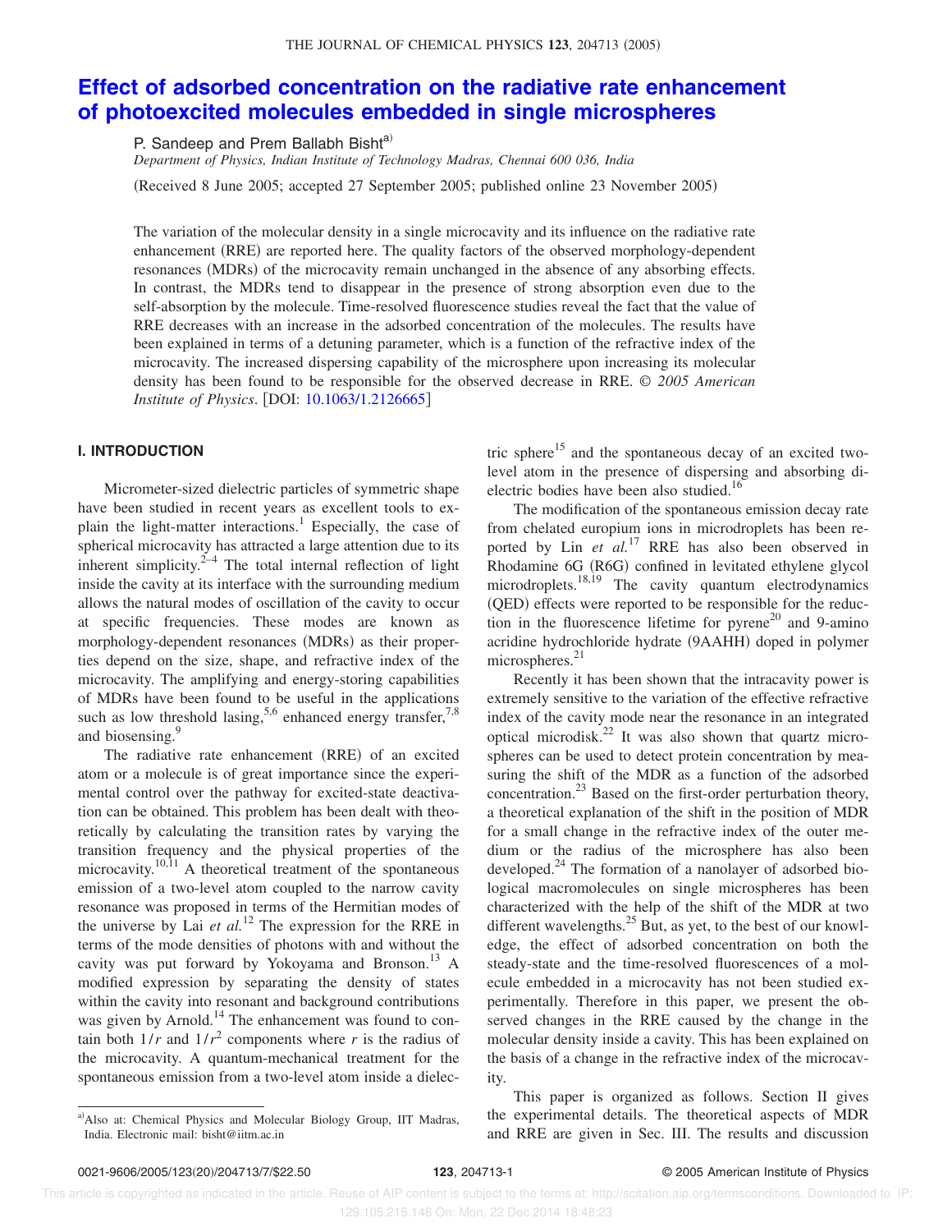# Effect of adsorbed concentration on the radiative rate enhancement of photoexcited molecules embedded in single microspheres

P. Sandeep and Prem Ballabh Bisht[a)]

*Department of Physics, Indian Institute of Technology Madras, Chennai 600 036, India*

(Received 8 June 2005; accepted 27 September 2005; published online 23 November 2005)

The variation of the molecular density in a single microcavity and its influence on the radiative rate enhancement (RRE) are reported here. The quality factors of the observed morphology-dependent resonances (MDRs) of the microcavity remain unchanged in the absence of any absorbing effects. In contrast, the MDRs tend to disappear in the presence of strong absorption even due to the self-absorption by the molecule. Time-resolved fluorescence studies reveal the fact that the value of RRE decreases with an increase in the adsorbed concentration of the molecules. The results have been explained in terms of a detuning parameter, which is a function of the refractive index of the microcavity. The increased dispersing capability of the microsphere upon increasing its molecular density has been found to be responsible for the observed decrease in RRE. © *2005 American Institute of Physics*. [DOI: 10.1063/1.2126665]

## I. INTRODUCTION

Micrometer-sized dielectric particles of symmetric shape have been studied in recent years as excellent tools to explain the light-matter interactions.[1] Especially, the case of spherical microcavity has attracted a large attention due to its inherent simplicity.[2–4] The total internal reflection of light inside the cavity at its interface with the surrounding medium allows the natural modes of oscillation of the cavity to occur at specific frequencies. These modes are known as morphology-dependent resonances (MDRs) as their properties depend on the size, shape, and refractive index of the microcavity. The amplifying and energy-storing capabilities of MDRs have been found to be useful in the applications such as low threshold lasing,[5,6] enhanced energy transfer,[7,8] and biosensing.[9]

The radiative rate enhancement (RRE) of an excited atom or a molecule is of great importance since the experimental control over the pathway for excited-state deactivation can be obtained. This problem has been dealt with theoretically by calculating the transition rates by varying the transition frequency and the physical properties of the microcavity.[10,11] A theoretical treatment of the spontaneous emission of a two-level atom coupled to the narrow cavity resonance was proposed in terms of the Hermitian modes of the universe by Lai *et al.*[12] The expression for the RRE in terms of the mode densities of photons with and without the cavity was put forward by Yokoyama and Bronson.[13] A modified expression by separating the density of states within the cavity into resonant and background contributions was given by Arnold.[14] The enhancement was found to contain both $1/r$ and $1/r^2$ components where $r$ is the radius of the microcavity. A quantum-mechanical treatment for the spontaneous emission from a two-level atom inside a dielectric sphere[15] and the spontaneous decay of an excited two-level atom in the presence of dispersing and absorbing dielectric bodies have been also studied.[16]

The modification of the spontaneous emission decay rate from chelated europium ions in microdroplets has been reported by Lin *et al.*[17] RRE has also been observed in Rhodamine 6G (R6G) confined in levitated ethylene glycol microdroplets.[18,19] The cavity quantum electrodynamics (QED) effects were reported to be responsible for the reduction in the fluorescence lifetime for pyrene[20] and 9-amino acridine hydrochloride hydrate (9AAHH) doped in polymer microspheres.[21]

Recently it has been shown that the intracavity power is extremely sensitive to the variation of the effective refractive index of the cavity mode near the resonance in an integrated optical microdisk.[22] It was also shown that quartz microspheres can be used to detect protein concentration by measuring the shift of the MDR as a function of the adsorbed concentration.[23] Based on the first-order perturbation theory, a theoretical explanation of the shift in the position of MDR for a small change in the refractive index of the outer medium or the radius of the microsphere has also been developed.[24] The formation of a nanolayer of adsorbed biological macromolecules on single microspheres has been characterized with the help of the shift of the MDR at two different wavelengths.[25] But, as yet, to the best of our knowledge, the effect of adsorbed concentration on both the steady-state and the time-resolved fluorescences of a molecule embedded in a microcavity has not been studied experimentally. Therefore in this paper, we present the observed changes in the RRE caused by the change in the molecular density inside a cavity. This has been explained on the basis of a change in the refractive index of the microcavity.

This paper is organized as follows. Section II gives the experimental details. The theoretical aspects of MDR and RRE are given in Sec. III. The results and discussion

[a)]Also at: Chemical Physics and Molecular Biology Group, IIT Madras, India. Electronic mail: bisht@iitm.ac.in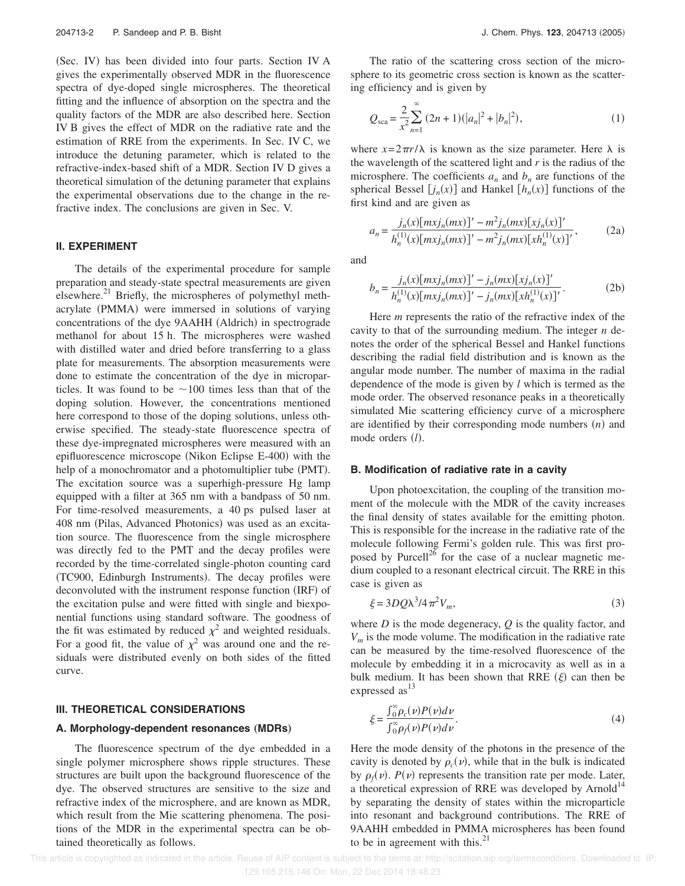(Sec. IV) has been divided into four parts. Section IV A gives the experimentally observed MDR in the fluorescence spectra of dye-doped single microspheres. The theoretical fitting and the influence of absorption on the spectra and the quality factors of the MDR are also described here. Section IV B gives the effect of MDR on the radiative rate and the estimation of RRE from the experiments. In Sec. IV C, we introduce the detuning parameter, which is related to the refractive-index-based shift of a MDR. Section IV D gives a theoretical simulation of the detuning parameter that explains the experimental observations due to the change in the refractive index. The conclusions are given in Sec. V.

## II. EXPERIMENT

The details of the experimental procedure for sample preparation and steady-state spectral measurements are given elsewhere.[21] Briefly, the microspheres of polymethyl methacrylate (PMMA) were immersed in solutions of varying concentrations of the dye 9AAHH (Aldrich) in spectrograde methanol for about 15 h. The microspheres were washed with distilled water and dried before transferring to a glass plate for measurements. The absorption measurements were done to estimate the concentration of the dye in microparticles. It was found to be ~100 times less than that of the doping solution. However, the concentrations mentioned here correspond to those of the doping solutions, unless otherwise specified. The steady-state fluorescence spectra of these dye-impregnated microspheres were measured with an epifluorescence microscope (Nikon Eclipse E-400) with the help of a monochromator and a photomultiplier tube (PMT). The excitation source was a superhigh-pressure Hg lamp equipped with a filter at 365 nm with a bandpass of 50 nm. For time-resolved measurements, a 40 ps pulsed laser at 408 nm (Pilas, Advanced Photonics) was used as an excitation source. The fluorescence from the single microsphere was directly fed to the PMT and the decay profiles were recorded by the time-correlated single-photon counting card (TC900, Edinburgh Instruments). The decay profiles were deconvoluted with the instrument response function (IRF) of the excitation pulse and were fitted with single and biexponential functions using standard software. The goodness of the fit was estimated by reduced $\chi^2$ and weighted residuals. For a good fit, the value of $\chi^2$ was around one and the residuals were distributed evenly on both sides of the fitted curve.

## III. THEORETICAL CONSIDERATIONS

### A. Morphology-dependent resonances (MDRs)

The fluorescence spectrum of the dye embedded in a single polymer microsphere shows ripple structures. These structures are built upon the background fluorescence of the dye. The observed structures are sensitive to the size and refractive index of the microsphere, and are known as MDR, which result from the Mie scattering phenomena. The positions of the MDR in the experimental spectra can be obtained theoretically as follows.

The ratio of the scattering cross section of the microsphere to its geometric cross section is known as the scattering efficiency and is given by

$$Q_{\text{sca}} = \frac{2}{x^2} \sum_{n=1}^{\infty} (2n+1)(|a_n|^2 + |b_n|^2), \tag{1}$$

where $x = 2\pi r/\lambda$ is known as the size parameter. Here $\lambda$ is the wavelength of the scattered light and $r$ is the radius of the microsphere. The coefficients $a_n$ and $b_n$ are functions of the spherical Bessel $[j_n(x)]$ and Hankel $[h_n(x)]$ functions of the first kind and are given as

$$a_n = \frac{j_n(x)[mxj_n(mx)]' - m^2 j_n(mx)[xj_n(x)]'}{h_n^{(1)}(x)[mxj_n(mx)]' - m^2 j_n(mx)[xh_n^{(1)}(x)]'}, \tag{2a}$$

and

$$b_n = \frac{j_n(x)[mxj_n(mx)]' - j_n(mx)[xj_n(x)]'}{h_n^{(1)}(x)[mxj_n(mx)]' - j_n(mx)[xh_n^{(1)}(x)]'}. \tag{2b}$$

Here $m$ represents the ratio of the refractive index of the cavity to that of the surrounding medium. The integer $n$ denotes the order of the spherical Bessel and Hankel functions describing the radial field distribution and is known as the angular mode number. The number of maxima in the radial dependence of the mode is given by $l$ which is termed as the mode order. The observed resonance peaks in a theoretically simulated Mie scattering efficiency curve of a microsphere are identified by their corresponding mode numbers ($n$) and mode orders ($l$).

### B. Modification of radiative rate in a cavity

Upon photoexcitation, the coupling of the transition moment of the molecule with the MDR of the cavity increases the final density of states available for the emitting photon. This is responsible for the increase in the radiative rate of the molecule following Fermi's golden rule. This was first proposed by Purcell[26] for the case of a nuclear magnetic medium coupled to a resonant electrical circuit. The RRE in this case is given as

$$\xi = 3DQ\lambda^3/4\pi^2 V_m, \tag{3}$$

where $D$ is the mode degeneracy, $Q$ is the quality factor, and $V_m$ is the mode volume. The modification in the radiative rate can be measured by the time-resolved fluorescence of the molecule by embedding it in a microcavity as well as in a bulk medium. It has been shown that RRE ($\xi$) can then be expressed as[13]

$$\xi = \frac{\int_0^\infty \rho_c(\nu) P(\nu) d\nu}{\int_0^\infty \rho_f(\nu) P(\nu) d\nu}. \tag{4}$$

Here the mode density of the photons in the presence of the cavity is denoted by $\rho_c(\nu)$, while that in the bulk is indicated by $\rho_f(\nu)$. $P(\nu)$ represents the transition rate per mode. Later, a theoretical expression of RRE was developed by Arnold[14] by separating the density of states within the microparticle into resonant and background contributions. The RRE of 9AAHH embedded in PMMA microspheres has been found to be in agreement with this.[21]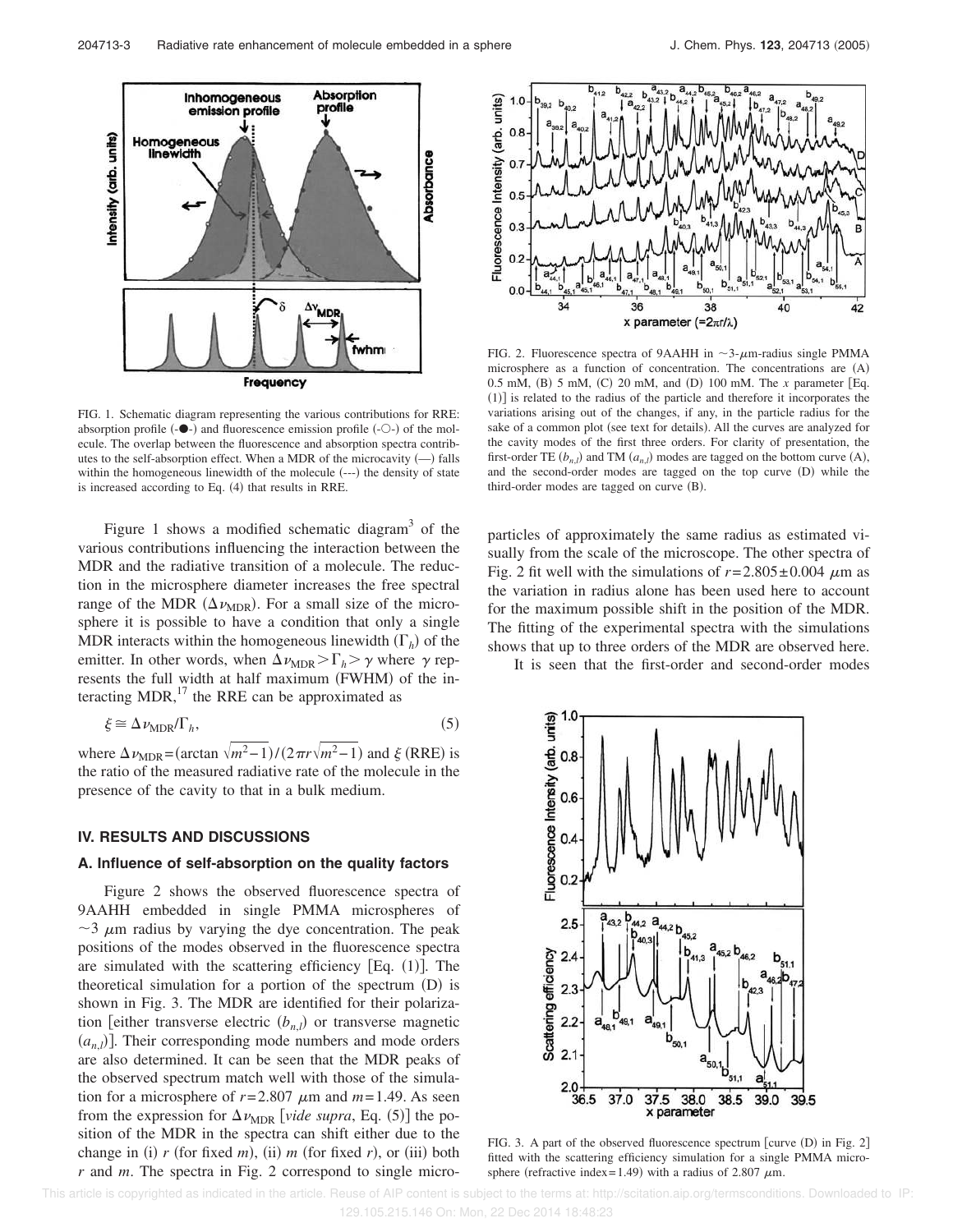FIG. 1. Schematic diagram representing the various contributions for RRE: absorption profile (-●-) and fluorescence emission profile (-○-) of the molecule. The overlap between the fluorescence and absorption spectra contributes to the self-absorption effect. When a MDR of the microcavity (—) falls within the homogeneous linewidth of the molecule (---) the density of state is increased according to Eq. (4) that results in RRE.

FIG. 2. Fluorescence spectra of 9AAHH in ~3-μm-radius single PMMA microsphere as a function of concentration. The concentrations are (A) 0.5 mM, (B) 5 mM, (C) 20 mM, and (D) 100 mM. The $x$ parameter [Eq. (1)] is related to the radius of the particle and therefore it incorporates the variations arising out of the changes, if any, in the particle radius for the sake of a common plot (see text for details). All the curves are analyzed for the cavity modes of the first three orders. For clarity of presentation, the first-order TE ($b_{n,l}$) and TM ($a_{n,l}$) modes are tagged on the bottom curve (A), and the second-order modes are tagged on the top curve (D) while the third-order modes are tagged on curve (B).

Figure 1 shows a modified schematic diagram[3] of the various contributions influencing the interaction between the MDR and the radiative transition of a molecule. The reduction in the microsphere diameter increases the free spectral range of the MDR ($\Delta\nu_{\mathrm{MDR}}$). For a small size of the microsphere it is possible to have a condition that only a single MDR interacts within the homogeneous linewidth ($\Gamma_h$) of the emitter. In other words, when $\Delta\nu_{\mathrm{MDR}} > \Gamma_h > \gamma$ where $\gamma$ represents the full width at half maximum (FWHM) of the interacting MDR,[17] the RRE can be approximated as

$$\xi \cong \Delta\nu_{\mathrm{MDR}}/\Gamma_h, \tag{5}$$

where $\Delta\nu_{\mathrm{MDR}} = (\arctan\sqrt{m^2-1})/(2\pi r\sqrt{m^2-1})$ and $\xi$ (RRE) is the ratio of the measured radiative rate of the molecule in the presence of the cavity to that in a bulk medium.

## IV. RESULTS AND DISCUSSIONS

### A. Influence of self-absorption on the quality factors

Figure 2 shows the observed fluorescence spectra of 9AAHH embedded in single PMMA microspheres of ~3 μm radius by varying the dye concentration. The peak positions of the modes observed in the fluorescence spectra are simulated with the scattering efficiency [Eq. (1)]. The theoretical simulation for a portion of the spectrum (D) is shown in Fig. 3. The MDR are identified for their polarization [either transverse electric ($b_{n,l}$) or transverse magnetic ($a_{n,l}$)]. Their corresponding mode numbers and mode orders are also determined. It can be seen that the MDR peaks of the observed spectrum match well with those of the simulation for a microsphere of $r = 2.807$ μm and $m = 1.49$. As seen from the expression for $\Delta\nu_{\mathrm{MDR}}$ [*vide supra*, Eq. (5)] the position of the MDR in the spectra can shift either due to the change in (i) $r$ (for fixed $m$), (ii) $m$ (for fixed $r$), or (iii) both $r$ and $m$. The spectra in Fig. 2 correspond to single microparticles of approximately the same radius as estimated visually from the scale of the microscope. The other spectra of Fig. 2 fit well with the simulations of $r = 2.805 \pm 0.004$ μm as the variation in radius alone has been used here to account for the maximum possible shift in the position of the MDR. The fitting of the experimental spectra with the simulations shows that up to three orders of the MDR are observed here.

It is seen that the first-order and second-order modes

FIG. 3. A part of the observed fluorescence spectrum [curve (D) in Fig. 2] fitted with the scattering efficiency simulation for a single PMMA microsphere (refractive index = 1.49) with a radius of 2.807 μm.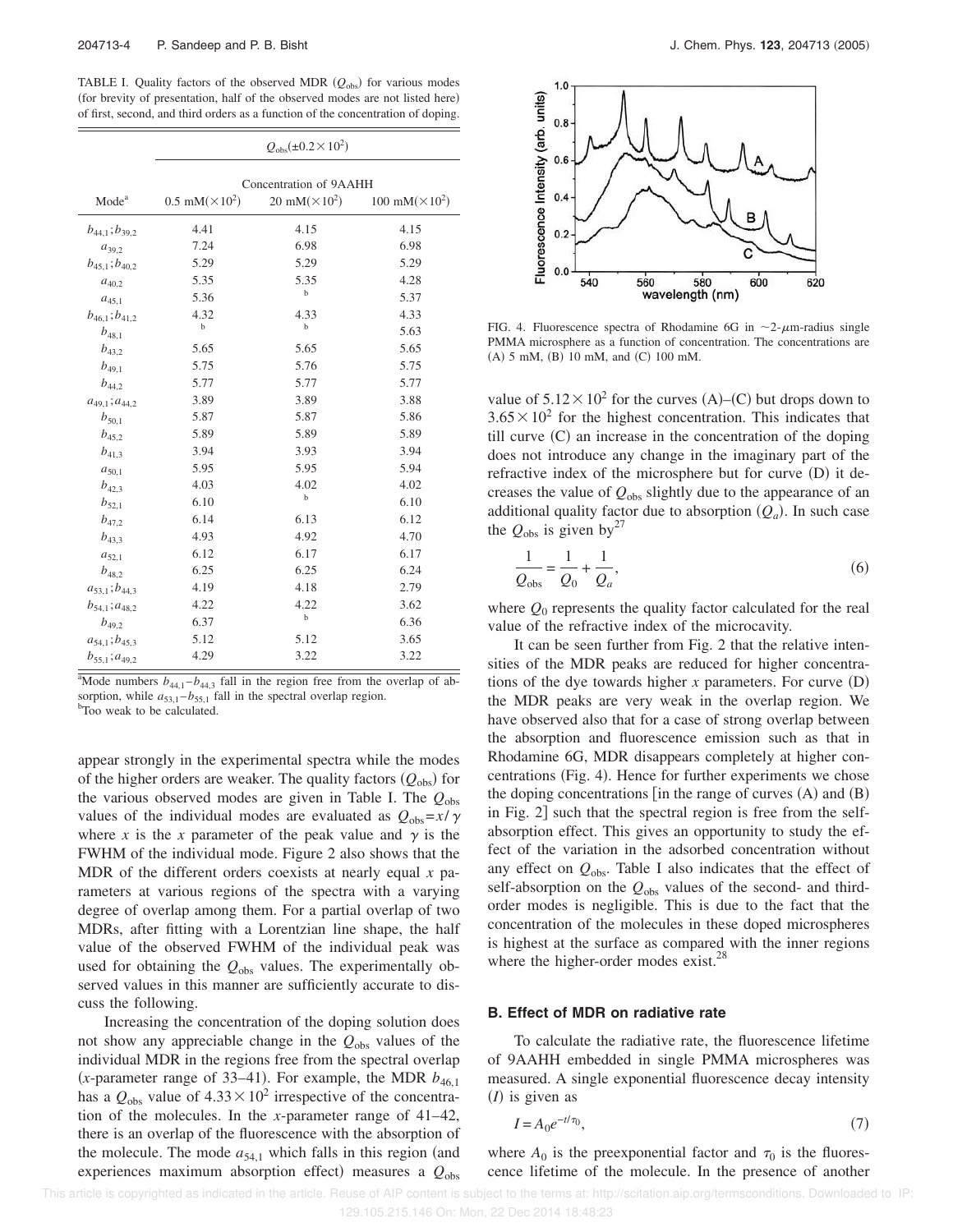TABLE I. Quality factors of the observed MDR ($Q_{obs}$) for various modes (for brevity of presentation, half of the observed modes are not listed here) of first, second, and third orders as a function of the concentration of doping.

| | $Q_{obs}(\pm 0.2\times 10^2)$ | | |
|---|---|---|---|
| | Concentration of 9AAHH | | |
| Mode[a] | 0.5 mM($\times 10^2$) | 20 mM($\times 10^2$) | 100 mM($\times 10^2$) |
| $b_{44,1};b_{39,2}$ | 4.41 | 4.15 | 4.15 |
| $a_{39,2}$ | 7.24 | 6.98 | 6.98 |
| $b_{45,1};b_{40,2}$ | 5.29 | 5.29 | 5.29 |
| $a_{40,2}$ | 5.35 | 5.35 | 4.28 |
| $a_{45,1}$ | 5.36 | [b] | 5.37 |
| $b_{46,1};b_{41,2}$ | 4.32 | 4.33 | 4.33 |
| $b_{48,1}$ | [b] | [b] | 5.63 |
| $b_{43,2}$ | 5.65 | 5.65 | 5.65 |
| $b_{49,1}$ | 5.75 | 5.76 | 5.75 |
| $b_{44,2}$ | 5.77 | 5.77 | 5.77 |
| $a_{49,1};a_{44,2}$ | 3.89 | 3.89 | 3.88 |
| $b_{50,1}$ | 5.87 | 5.87 | 5.86 |
| $b_{45,2}$ | 5.89 | 5.89 | 5.89 |
| $b_{41,3}$ | 3.94 | 3.93 | 3.94 |
| $a_{50,1}$ | 5.95 | 5.95 | 5.94 |
| $b_{42,3}$ | 4.03 | 4.02 | 4.02 |
| $b_{52,1}$ | 6.10 | [b] | 6.10 |
| $b_{47,2}$ | 6.14 | 6.13 | 6.12 |
| $b_{43,3}$ | 4.93 | 4.92 | 4.70 |
| $a_{52,1}$ | 6.12 | 6.17 | 6.17 |
| $b_{48,2}$ | 6.25 | 6.25 | 6.24 |
| $a_{53,1};b_{44,3}$ | 4.19 | 4.18 | 2.79 |
| $b_{54,1};a_{48,2}$ | 4.22 | 4.22 | 3.62 |
| $b_{49,2}$ | 6.37 | [b] | 6.36 |
| $a_{54,1};b_{45,3}$ | 5.12 | 5.12 | 3.65 |
| $b_{55,1};a_{49,2}$ | 4.29 | 3.22 | 3.22 |

[a]Mode numbers $b_{44,1}$–$b_{44,3}$ fall in the region free from the overlap of absorption, while $a_{53,1}$–$b_{55,1}$ fall in the spectral overlap region.
[b]Too weak to be calculated.

appear strongly in the experimental spectra while the modes of the higher orders are weaker. The quality factors ($Q_{obs}$) for the various observed modes are given in Table I. The $Q_{obs}$ values of the individual modes are evaluated as $Q_{obs}=x/\gamma$ where $x$ is the $x$ parameter of the peak value and $\gamma$ is the FWHM of the individual mode. Figure 2 also shows that the MDR of the different orders coexists at nearly equal $x$ parameters at various regions of the spectra with a varying degree of overlap among them. For a partial overlap of two MDRs, after fitting with a Lorentzian line shape, the half value of the observed FWHM of the individual peak was used for obtaining the $Q_{obs}$ values. The experimentally observed values in this manner are sufficiently accurate to discuss the following.

Increasing the concentration of the doping solution does not show any appreciable change in the $Q_{obs}$ values of the individual MDR in the regions free from the spectral overlap ($x$-parameter range of 33–41). For example, the MDR $b_{46,1}$ has a $Q_{obs}$ value of $4.33\times 10^2$ irrespective of the concentration of the molecules. In the $x$-parameter range of 41–42, there is an overlap of the fluorescence with the absorption of the molecule. The mode $a_{54,1}$ which falls in this region (and experiences maximum absorption effect) measures a $Q_{obs}$ value of $5.12\times 10^2$ for the curves (A)–(C) but drops down to $3.65\times 10^2$ for the highest concentration. This indicates that till curve (C) an increase in the concentration of the doping does not introduce any change in the imaginary part of the refractive index of the microsphere but for curve (D) it decreases the value of $Q_{obs}$ slightly due to the appearance of an additional quality factor due to absorption ($Q_a$). In such case the $Q_{obs}$ is given by[27]

$$\frac{1}{Q_{obs}}=\frac{1}{Q_0}+\frac{1}{Q_a}, \tag{6}$$

where $Q_0$ represents the quality factor calculated for the real value of the refractive index of the microcavity.

It can be seen further from Fig. 2 that the relative intensities of the MDR peaks are reduced for higher concentrations of the dye towards higher $x$ parameters. For curve (D) the MDR peaks are very weak in the overlap region. We have observed also that for a case of strong overlap between the absorption and fluorescence emission such as that in Rhodamine 6G, MDR disappears completely at higher concentrations (Fig. 4). Hence for further experiments we chose the doping concentrations [in the range of curves (A) and (B) in Fig. 2] such that the spectral region is free from the self-absorption effect. This gives an opportunity to study the effect of the variation in the adsorbed concentration without any effect on $Q_{obs}$. Table I also indicates that the effect of self-absorption on the $Q_{obs}$ values of the second- and third-order modes is negligible. This is due to the fact that the concentration of the molecules in these doped microspheres is highest at the surface as compared with the inner regions where the higher-order modes exist.[28]

FIG. 4. Fluorescence spectra of Rhodamine 6G in ~2-$\mu$m-radius single PMMA microsphere as a function of concentration. The concentrations are (A) 5 mM, (B) 10 mM, and (C) 100 mM.

### B. Effect of MDR on radiative rate

To calculate the radiative rate, the fluorescence lifetime of 9AAHH embedded in single PMMA microspheres was measured. A single exponential fluorescence decay intensity ($I$) is given as

$$I=A_0 e^{-t/\tau_0}, \tag{7}$$

where $A_0$ is the preexponential factor and $\tau_0$ is the fluorescence lifetime of the molecule. In the presence of another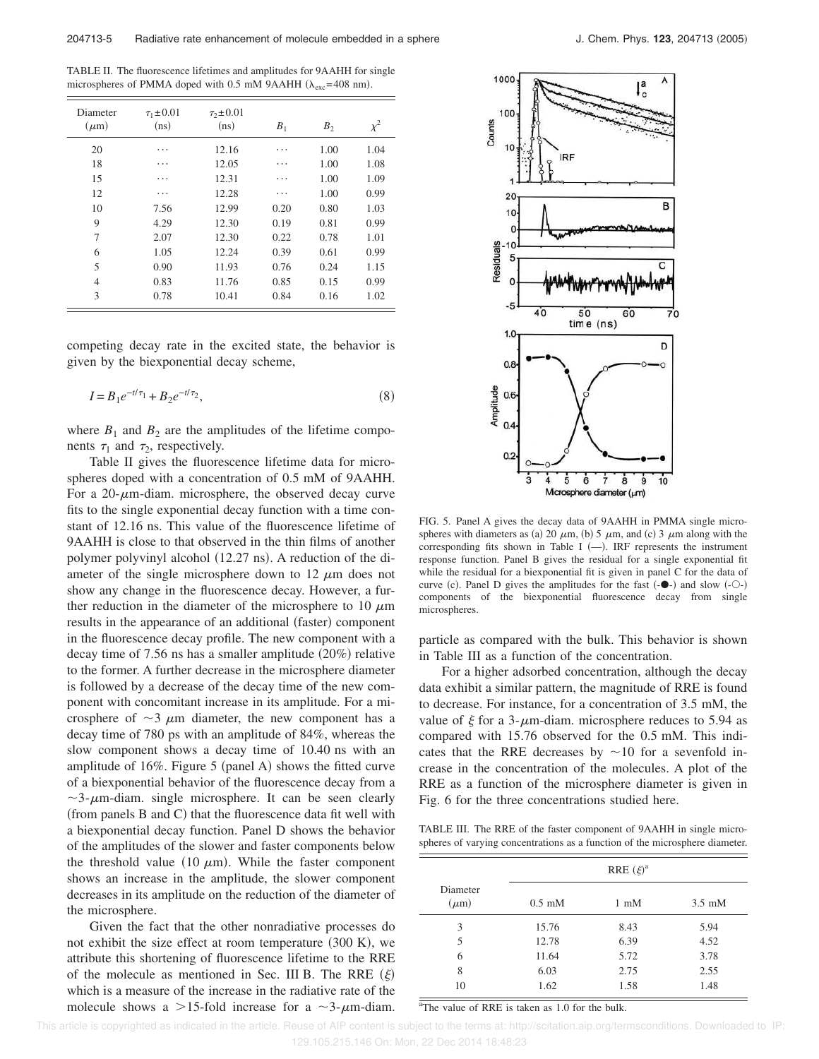TABLE II. The fluorescence lifetimes and amplitudes for 9AAHH for single microspheres of PMMA doped with 0.5 mM 9AAHH ($\lambda_{exc}$=408 nm).

| Diameter ($\mu$m) | $\tau_1 \pm 0.01$ (ns) | $\tau_2 \pm 0.01$ (ns) | $B_1$ | $B_2$ | $\chi^2$ |
|---|---|---|---|---|---|
| 20 | ⋯ | 12.16 | ⋯ | 1.00 | 1.04 |
| 18 | ⋯ | 12.05 | ⋯ | 1.00 | 1.08 |
| 15 | ⋯ | 12.31 | ⋯ | 1.00 | 1.09 |
| 12 | ⋯ | 12.28 | ⋯ | 1.00 | 0.99 |
| 10 | 7.56 | 12.99 | 0.20 | 0.80 | 1.03 |
| 9 | 4.29 | 12.30 | 0.19 | 0.81 | 0.99 |
| 7 | 2.07 | 12.30 | 0.22 | 0.78 | 1.01 |
| 6 | 1.05 | 12.24 | 0.39 | 0.61 | 0.99 |
| 5 | 0.90 | 11.93 | 0.76 | 0.24 | 1.15 |
| 4 | 0.83 | 11.76 | 0.85 | 0.15 | 0.99 |
| 3 | 0.78 | 10.41 | 0.84 | 0.16 | 1.02 |

competing decay rate in the excited state, the behavior is given by the biexponential decay scheme,

$$I = B_1 e^{-t/\tau_1} + B_2 e^{-t/\tau_2}, \tag{8}$$

where $B_1$ and $B_2$ are the amplitudes of the lifetime components $\tau_1$ and $\tau_2$, respectively.

Table II gives the fluorescence lifetime data for microspheres doped with a concentration of 0.5 mM of 9AAHH. For a 20-$\mu$m-diam. microsphere, the observed decay curve fits to the single exponential decay function with a time constant of 12.16 ns. This value of the fluorescence lifetime of 9AAHH is close to that observed in the thin films of another polymer polyvinyl alcohol (12.27 ns). A reduction of the diameter of the single microsphere down to 12 $\mu$m does not show any change in the fluorescence decay. However, a further reduction in the diameter of the microsphere to 10 $\mu$m results in the appearance of an additional (faster) component in the fluorescence decay profile. The new component with a decay time of 7.56 ns has a smaller amplitude (20%) relative to the former. A further decrease in the microsphere diameter is followed by a decrease of the decay time of the new component with concomitant increase in its amplitude. For a microsphere of $\sim$3 $\mu$m diameter, the new component has a decay time of 780 ps with an amplitude of 84%, whereas the slow component shows a decay time of 10.40 ns with an amplitude of 16%. Figure 5 (panel A) shows the fitted curve of a biexponential behavior of the fluorescence decay from a $\sim$3-$\mu$m-diam. single microsphere. It can be seen clearly (from panels B and C) that the fluorescence data fit well with a biexponential decay function. Panel D shows the behavior of the amplitudes of the slower and faster components below the threshold value (10 $\mu$m). While the faster component shows an increase in the amplitude, the slower component decreases in its amplitude on the reduction of the diameter of the microsphere.

Given the fact that the other nonradiative processes do not exhibit the size effect at room temperature (300 K), we attribute this shortening of fluorescence lifetime to the RRE of the molecule as mentioned in Sec. III B. The RRE ($\xi$) which is a measure of the increase in the radiative rate of the molecule shows a >15-fold increase for a $\sim$3-$\mu$m-diam. particle as compared with the bulk. This behavior is shown in Table III as a function of the concentration.

FIG. 5. Panel A gives the decay data of 9AAHH in PMMA single microspheres with diameters as (a) 20 $\mu$m, (b) 5 $\mu$m, and (c) 3 $\mu$m along with the corresponding fits shown in Table I (—). IRF represents the instrument response function. Panel B gives the residual for a single exponential fit while the residual for a biexponential fit is given in panel C for the data of curve (c). Panel D gives the amplitudes for the fast (-●-) and slow (-○-) components of the biexponential fluorescence decay from single microspheres.

For a higher adsorbed concentration, although the decay data exhibit a similar pattern, the magnitude of RRE is found to decrease. For instance, for a concentration of 3.5 mM, the value of $\xi$ for a 3-$\mu$m-diam. microsphere reduces to 5.94 as compared with 15.76 observed for the 0.5 mM. This indicates that the RRE decreases by $\sim$10 for a sevenfold increase in the concentration of the molecules. A plot of the RRE as a function of the microsphere diameter is given in Fig. 6 for the three concentrations studied here.

TABLE III. The RRE of the faster component of 9AAHH in single microspheres of varying concentrations as a function of the microsphere diameter.

| Diameter ($\mu$m) | RRE ($\xi$)[a] 0.5 mM | 1 mM | 3.5 mM |
|---|---|---|---|
| 3 | 15.76 | 8.43 | 5.94 |
| 5 | 12.78 | 6.39 | 4.52 |
| 6 | 11.64 | 5.72 | 3.78 |
| 8 | 6.03 | 2.75 | 2.55 |
| 10 | 1.62 | 1.58 | 1.48 |

[a]The value of RRE is taken as 1.0 for the bulk.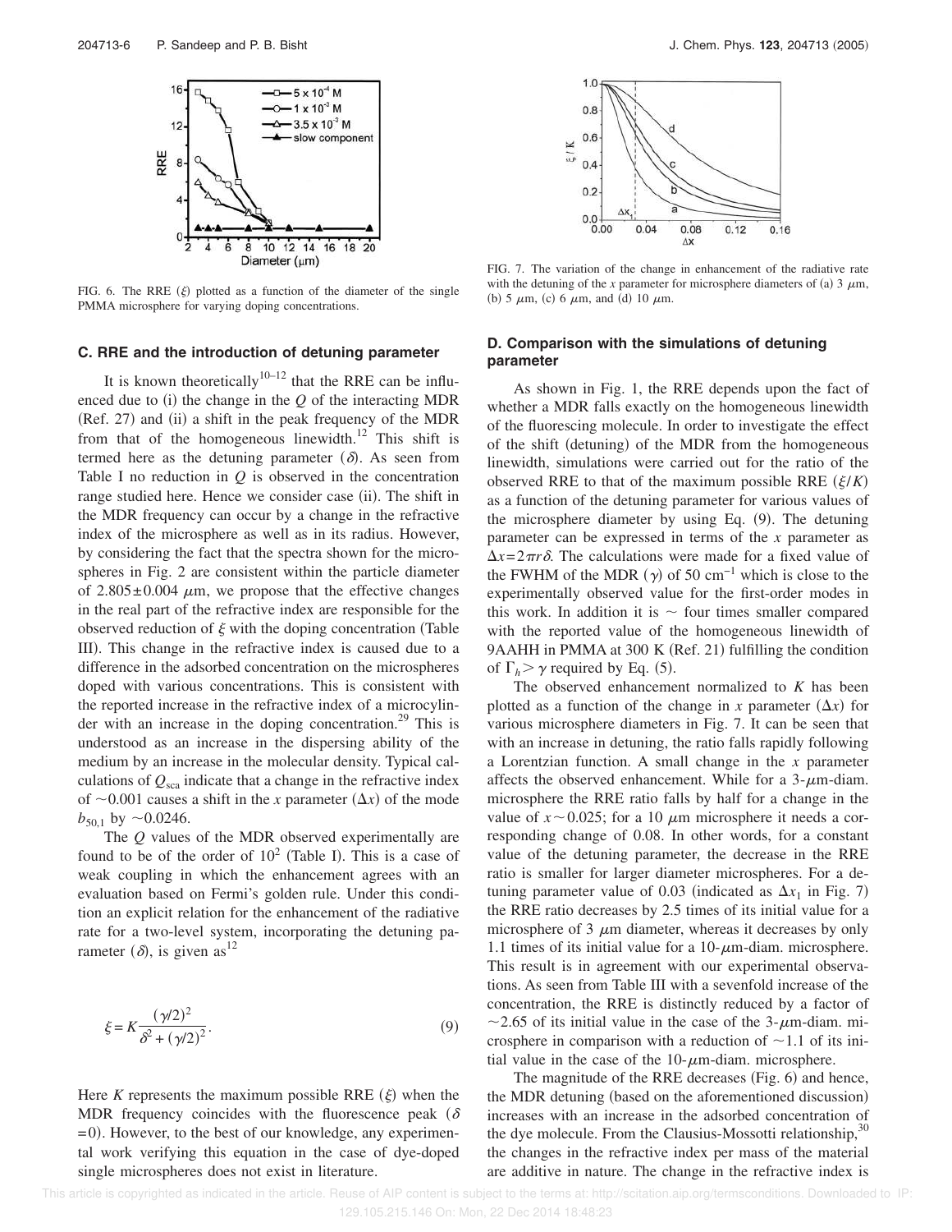FIG. 6. The RRE ($\xi$) plotted as a function of the diameter of the single PMMA microsphere for varying doping concentrations.

### C. RRE and the introduction of detuning parameter

It is known theoretically[10–12] that the RRE can be influenced due to (i) the change in the $Q$ of the interacting MDR (Ref. 27) and (ii) a shift in the peak frequency of the MDR from that of the homogeneous linewidth.[12] This shift is termed here as the detuning parameter ($\delta$). As seen from Table I no reduction in $Q$ is observed in the concentration range studied here. Hence we consider case (ii). The shift in the MDR frequency can occur by a change in the refractive index of the microsphere as well as in its radius. However, by considering the fact that the spectra shown for the microspheres in Fig. 2 are consistent within the particle diameter of $2.805 \pm 0.004$ $\mu$m, we propose that the effective changes in the real part of the refractive index are responsible for the observed reduction of $\xi$ with the doping concentration (Table III). This change in the refractive index is caused due to a difference in the adsorbed concentration on the microspheres doped with various concentrations. This is consistent with the reported increase in the refractive index of a microcylinder with an increase in the doping concentration.[29] This is understood as an increase in the dispersing ability of the medium by an increase in the molecular density. Typical calculations of $Q_{\text{sca}}$ indicate that a change in the refractive index of $\sim 0.001$ causes a shift in the $x$ parameter ($\Delta x$) of the mode $b_{50,1}$ by $\sim 0.0246$.

The $Q$ values of the MDR observed experimentally are found to be of the order of $10^2$ (Table I). This is a case of weak coupling in which the enhancement agrees with an evaluation based on Fermi's golden rule. Under this condition an explicit relation for the enhancement of the radiative rate for a two-level system, incorporating the detuning parameter ($\delta$), is given as[12]

$$\xi = K \frac{(\gamma/2)^2}{\delta^2 + (\gamma/2)^2}. \tag{9}$$

Here $K$ represents the maximum possible RRE ($\xi$) when the MDR frequency coincides with the fluorescence peak ($\delta = 0$). However, to the best of our knowledge, any experimental work verifying this equation in the case of dye-doped single microspheres does not exist in literature.

FIG. 7. The variation of the change in enhancement of the radiative rate with the detuning of the $x$ parameter for microsphere diameters of (a) 3 $\mu$m, (b) 5 $\mu$m, (c) 6 $\mu$m, and (d) 10 $\mu$m.

### D. Comparison with the simulations of detuning parameter

As shown in Fig. 1, the RRE depends upon the fact of whether a MDR falls exactly on the homogeneous linewidth of the fluorescing molecule. In order to investigate the effect of the shift (detuning) of the MDR from the homogeneous linewidth, simulations were carried out for the ratio of the observed RRE to that of the maximum possible RRE ($\xi/K$) as a function of the detuning parameter for various values of the microsphere diameter by using Eq. (9). The detuning parameter can be expressed in terms of the $x$ parameter as $\Delta x = 2\pi r \delta$. The calculations were made for a fixed value of the FWHM of the MDR ($\gamma$) of 50 cm$^{-1}$ which is close to the experimentally observed value for the first-order modes in this work. In addition it is $\sim$ four times smaller compared with the reported value of the homogeneous linewidth of 9AAHH in PMMA at 300 K (Ref. 21) fulfilling the condition of $\Gamma_h > \gamma$ required by Eq. (5).

The observed enhancement normalized to $K$ has been plotted as a function of the change in $x$ parameter ($\Delta x$) for various microsphere diameters in Fig. 7. It can be seen that with an increase in detuning, the ratio falls rapidly following a Lorentzian function. A small change in the $x$ parameter affects the observed enhancement. While for a 3-$\mu$m-diam. microsphere the RRE ratio falls by half for a change in the value of $x \sim 0.025$; for a 10 $\mu$m microsphere it needs a corresponding change of 0.08. In other words, for a constant value of the detuning parameter, the decrease in the RRE ratio is smaller for larger diameter microspheres. For a detuning parameter value of 0.03 (indicated as $\Delta x_1$ in Fig. 7) the RRE ratio decreases by 2.5 times of its initial value for a microsphere of 3 $\mu$m diameter, whereas it decreases by only 1.1 times of its initial value for a 10-$\mu$m-diam. microsphere. This result is in agreement with our experimental observations. As seen from Table III with a sevenfold increase of the concentration, the RRE is distinctly reduced by a factor of $\sim 2.65$ of its initial value in the case of the 3-$\mu$m-diam. microsphere in comparison with a reduction of $\sim 1.1$ of its initial value in the case of the 10-$\mu$m-diam. microsphere.

The magnitude of the RRE decreases (Fig. 6) and hence, the MDR detuning (based on the aforementioned discussion) increases with an increase in the adsorbed concentration of the dye molecule. From the Clausius-Mossotti relationship,[30] the changes in the refractive index per mass of the material are additive in nature. The change in the refractive index is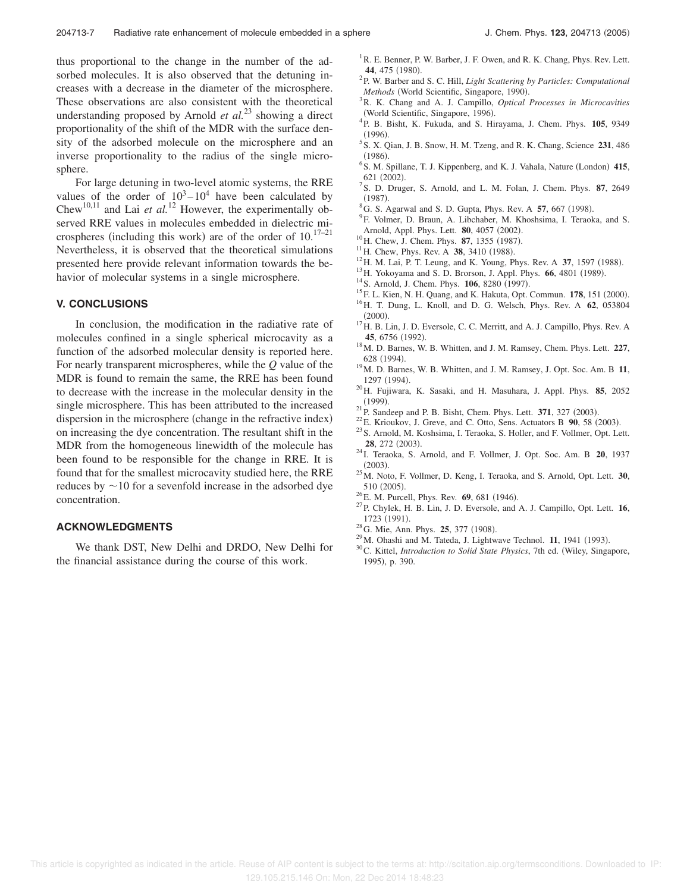thus proportional to the change in the number of the adsorbed molecules. It is also observed that the detuning increases with a decrease in the diameter of the microsphere. These observations are also consistent with the theoretical understanding proposed by Arnold *et al.*[23] showing a direct proportionality of the shift of the MDR with the surface density of the adsorbed molecule on the microsphere and an inverse proportionality to the radius of the single microsphere.

For large detuning in two-level atomic systems, the RRE values of the order of $10^3$–$10^4$ have been calculated by Chew[10,11] and Lai *et al.*[12] However, the experimentally observed RRE values in molecules embedded in dielectric microspheres (including this work) are of the order of 10.[17–21] Nevertheless, it is observed that the theoretical simulations presented here provide relevant information towards the behavior of molecular systems in a single microsphere.

## V. CONCLUSIONS

In conclusion, the modification in the radiative rate of molecules confined in a single spherical microcavity as a function of the adsorbed molecular density is reported here. For nearly transparent microspheres, while the $Q$ value of the MDR is found to remain the same, the RRE has been found to decrease with the increase in the molecular density in the single microsphere. This has been attributed to the increased dispersion in the microsphere (change in the refractive index) on increasing the dye concentration. The resultant shift in the MDR from the homogeneous linewidth of the molecule has been found to be responsible for the change in RRE. It is found that for the smallest microcavity studied here, the RRE reduces by $\sim$10 for a sevenfold increase in the adsorbed dye concentration.

## ACKNOWLEDGMENTS

We thank DST, New Delhi and DRDO, New Delhi for the financial assistance during the course of this work.

[1] R. E. Benner, P. W. Barber, J. F. Owen, and R. K. Chang, Phys. Rev. Lett. **44**, 475 (1980).
[2] P. W. Barber and S. C. Hill, *Light Scattering by Particles: Computational Methods* (World Scientific, Singapore, 1990).
[3] R. K. Chang and A. J. Campillo, *Optical Processes in Microcavities* (World Scientific, Singapore, 1996).
[4] P. B. Bisht, K. Fukuda, and S. Hirayama, J. Chem. Phys. **105**, 9349 (1996).
[5] S. X. Qian, J. B. Snow, H. M. Tzeng, and R. K. Chang, Science **231**, 486 (1986).
[6] S. M. Spillane, T. J. Kippenberg, and K. J. Vahala, Nature (London) **415**, 621 (2002).
[7] S. D. Druger, S. Arnold, and L. M. Folan, J. Chem. Phys. **87**, 2649 (1987).
[8] G. S. Agarwal and S. D. Gupta, Phys. Rev. A **57**, 667 (1998).
[9] F. Volmer, D. Braun, A. Libchaber, M. Khoshsima, I. Teraoka, and S. Arnold, Appl. Phys. Lett. **80**, 4057 (2002).
[10] H. Chew, J. Chem. Phys. **87**, 1355 (1987).
[11] H. Chew, Phys. Rev. A **38**, 3410 (1988).
[12] H. M. Lai, P. T. Leung, and K. Young, Phys. Rev. A **37**, 1597 (1988).
[13] H. Yokoyama and S. D. Brorson, J. Appl. Phys. **66**, 4801 (1989).
[14] S. Arnold, J. Chem. Phys. **106**, 8280 (1997).
[15] F. L. Kien, N. H. Quang, and K. Hakuta, Opt. Commun. **178**, 151 (2000).
[16] H. T. Dung, L. Knoll, and D. G. Welsch, Phys. Rev. A **62**, 053804 (2000).
[17] H. B. Lin, J. D. Eversole, C. C. Merritt, and A. J. Campillo, Phys. Rev. A **45**, 6756 (1992).
[18] M. D. Barnes, W. B. Whitten, and J. M. Ramsey, Chem. Phys. Lett. **227**, 628 (1994).
[19] M. D. Barnes, W. B. Whitten, and J. M. Ramsey, J. Opt. Soc. Am. B **11**, 1297 (1994).
[20] H. Fujiwara, K. Sasaki, and H. Masuhara, J. Appl. Phys. **85**, 2052 (1999).
[21] P. Sandeep and P. B. Bisht, Chem. Phys. Lett. **371**, 327 (2003).
[22] E. Krioukov, J. Greve, and C. Otto, Sens. Actuators B **90**, 58 (2003).
[23] S. Arnold, M. Koshsima, I. Teraoka, S. Holler, and F. Vollmer, Opt. Lett. **28**, 272 (2003).
[24] I. Teraoka, S. Arnold, and F. Vollmer, J. Opt. Soc. Am. B **20**, 1937 (2003).
[25] M. Noto, F. Vollmer, D. Keng, I. Teraoka, and S. Arnold, Opt. Lett. **30**, 510 (2005).
[26] E. M. Purcell, Phys. Rev. **69**, 681 (1946).
[27] P. Chylek, H. B. Lin, J. D. Eversole, and A. J. Campillo, Opt. Lett. **16**, 1723 (1991).
[28] G. Mie, Ann. Phys. **25**, 377 (1908).
[29] M. Ohashi and M. Tateda, J. Lightwave Technol. **11**, 1941 (1993).
[30] C. Kittel, *Introduction to Solid State Physics*, 7th ed. (Wiley, Singapore, 1995), p. 390.